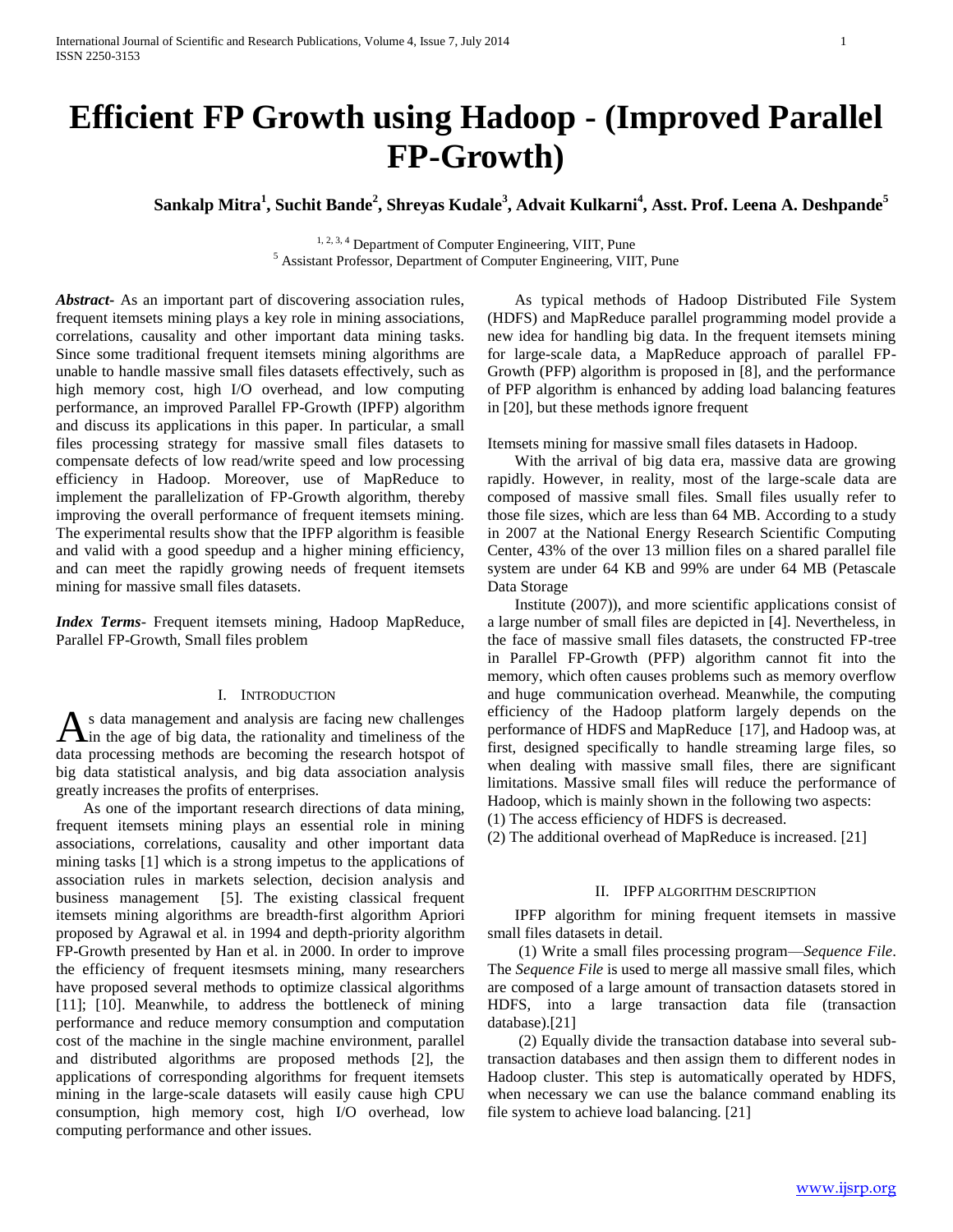# Efficient FP Growth using Hadoop - (Improved Parallel FP-Growth)

**Sankalp Mitra[1], Suchit Bande[2], Shreyas Kudale[3], Advait Kulkarni[4], Asst. Prof. Leena A. Deshpande[5]**

[1, 2, 3, 4] Department of Computer Engineering, VIIT, Pune
[5] Assistant Professor, Department of Computer Engineering, VIIT, Pune

***Abstract-*** As an important part of discovering association rules, frequent itemsets mining plays a key role in mining associations, correlations, causality and other important data mining tasks. Since some traditional frequent itemsets mining algorithms are unable to handle massive small files datasets effectively, such as high memory cost, high I/O overhead, and low computing performance, an improved Parallel FP-Growth (IPFP) algorithm and discuss its applications in this paper. In particular, a small files processing strategy for massive small files datasets to compensate defects of low read/write speed and low processing efficiency in Hadoop. Moreover, use of MapReduce to implement the parallelization of FP-Growth algorithm, thereby improving the overall performance of frequent itemsets mining. The experimental results show that the IPFP algorithm is feasible and valid with a good speedup and a higher mining efficiency, and can meet the rapidly growing needs of frequent itemsets mining for massive small files datasets.

***Index Terms-*** Frequent itemsets mining, Hadoop MapReduce, Parallel FP-Growth, Small files problem

## I. Introduction

As data management and analysis are facing new challenges in the age of big data, the rationality and timeliness of the data processing methods are becoming the research hotspot of big data statistical analysis, and big data association analysis greatly increases the profits of enterprises.

As one of the important research directions of data mining, frequent itemsets mining plays an essential role in mining associations, correlations, causality and other important data mining tasks [1] which is a strong impetus to the applications of association rules in markets selection, decision analysis and business management [5]. The existing classical frequent itemsets mining algorithms are breadth-first algorithm Apriori proposed by Agrawal et al. in 1994 and depth-priority algorithm FP-Growth presented by Han et al. in 2000. In order to improve the efficiency of frequent itesmsets mining, many researchers have proposed several methods to optimize classical algorithms [11]; [10]. Meanwhile, to address the bottleneck of mining performance and reduce memory consumption and computation cost of the machine in the single machine environment, parallel and distributed algorithms are proposed methods [2], the applications of corresponding algorithms for frequent itemsets mining in the large-scale datasets will easily cause high CPU consumption, high memory cost, high I/O overhead, low computing performance and other issues.

As typical methods of Hadoop Distributed File System (HDFS) and MapReduce parallel programming model provide a new idea for handling big data. In the frequent itemsets mining for large-scale data, a MapReduce approach of parallel FP-Growth (PFP) algorithm is proposed in [8], and the performance of PFP algorithm is enhanced by adding load balancing features in [20], but these methods ignore frequent

Itemsets mining for massive small files datasets in Hadoop.

With the arrival of big data era, massive data are growing rapidly. However, in reality, most of the large-scale data are composed of massive small files. Small files usually refer to those file sizes, which are less than 64 MB. According to a study in 2007 at the National Energy Research Scientific Computing Center, 43% of the over 13 million files on a shared parallel file system are under 64 KB and 99% are under 64 MB (Petascale Data Storage

Institute (2007)), and more scientific applications consist of a large number of small files are depicted in [4]. Nevertheless, in the face of massive small files datasets, the constructed FP-tree in Parallel FP-Growth (PFP) algorithm cannot fit into the memory, which often causes problems such as memory overflow and huge communication overhead. Meanwhile, the computing efficiency of the Hadoop platform largely depends on the performance of HDFS and MapReduce [17], and Hadoop was, at first, designed specifically to handle streaming large files, so when dealing with massive small files, there are significant limitations. Massive small files will reduce the performance of Hadoop, which is mainly shown in the following two aspects:

(1) The access efficiency of HDFS is decreased.
(2) The additional overhead of MapReduce is increased. [21]

## II. IPFP Algorithm Description

IPFP algorithm for mining frequent itemsets in massive small files datasets in detail.

(1) Write a small files processing program—*Sequence File*. The *Sequence File* is used to merge all massive small files, which are composed of a large amount of transaction datasets stored in HDFS, into a large transaction data file (transaction database).[21]

(2) Equally divide the transaction database into several sub-transaction databases and then assign them to different nodes in Hadoop cluster. This step is automatically operated by HDFS, when necessary we can use the balance command enabling its file system to achieve load balancing. [21]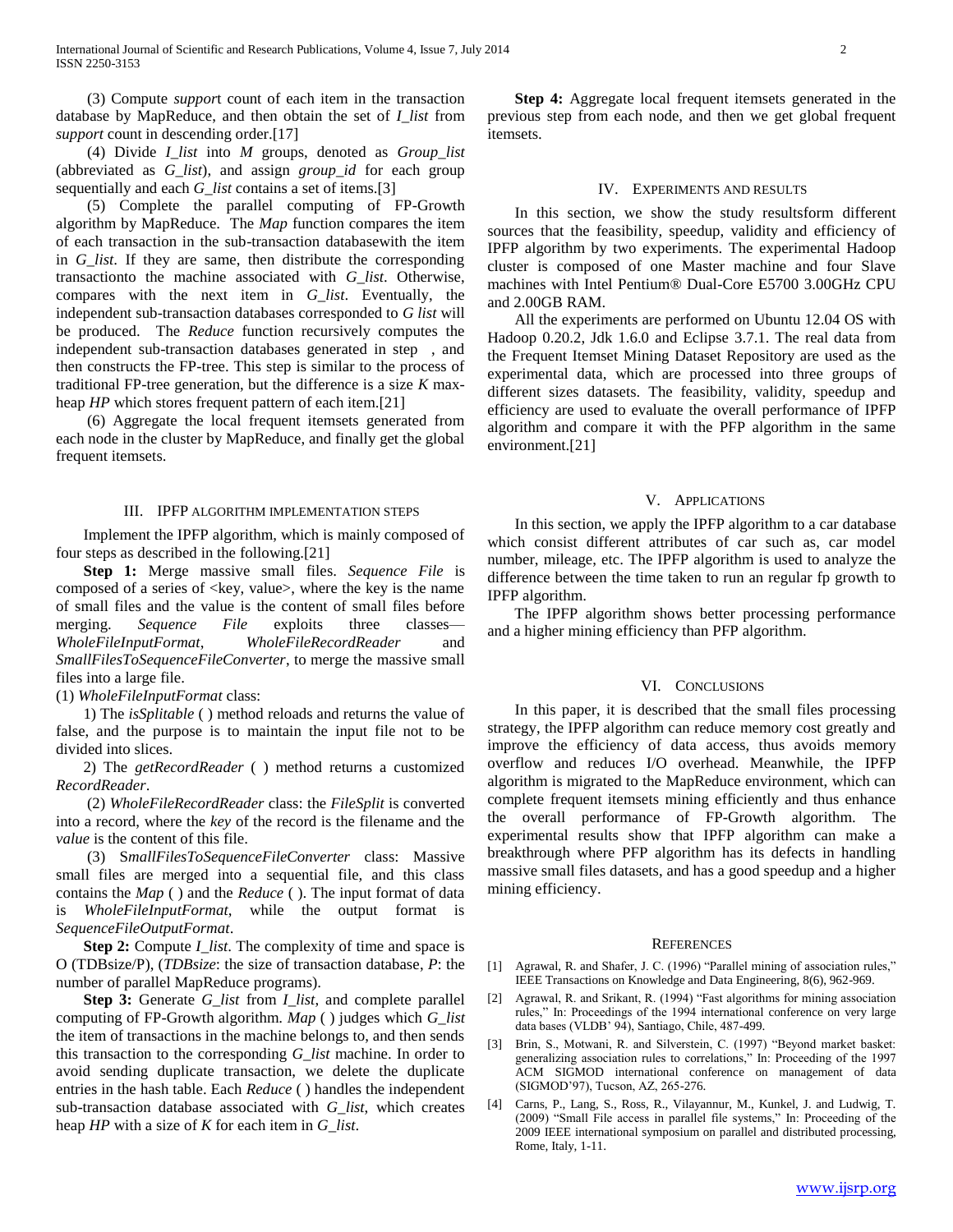(3) Compute *support* count of each item in the transaction database by MapReduce, and then obtain the set of *I_list* from *support* count in descending order.[17]

(4) Divide *I_list* into *M* groups, denoted as *Group_list* (abbreviated as *G_list*), and assign *group_id* for each group sequentially and each *G_list* contains a set of items.[3]

(5) Complete the parallel computing of FP-Growth algorithm by MapReduce. The *Map* function compares the item of each transaction in the sub-transaction databasewith the item in *G_list*. If they are same, then distribute the corresponding transactionto the machine associated with *G_list*. Otherwise, compares with the next item in *G_list*. Eventually, the independent sub-transaction databases corresponded to *G list* will be produced. The *Reduce* function recursively computes the independent sub-transaction databases generated in step , and then constructs the FP-tree. This step is similar to the process of traditional FP-tree generation, but the difference is a size *K* max-heap *HP* which stores frequent pattern of each item.[21]

(6) Aggregate the local frequent itemsets generated from each node in the cluster by MapReduce, and finally get the global frequent itemsets.

## III. IPFP ALGORITHM IMPLEMENTATION STEPS

Implement the IPFP algorithm, which is mainly composed of four steps as described in the following.[21]

**Step 1:** Merge massive small files. *Sequence File* is composed of a series of <key, value>, where the key is the name of small files and the value is the content of small files before merging. *Sequence File* exploits three classes—*WholeFileInputFormat*, *WholeFileRecordReader* and *SmallFilesToSequenceFileConverter*, to merge the massive small files into a large file.

(1) *WholeFileInputFormat* class:

1) The *isSplitable* ( ) method reloads and returns the value of false, and the purpose is to maintain the input file not to be divided into slices.

2) The *getRecordReader* ( ) method returns a customized *RecordReader*.

(2) *WholeFileRecordReader* class: the *FileSplit* is converted into a record, where the *key* of the record is the filename and the *value* is the content of this file.

(3) *SmallFilesToSequenceFileConverter* class: Massive small files are merged into a sequential file, and this class contains the *Map* ( ) and the *Reduce* ( ). The input format of data is *WholeFileInputFormat*, while the output format is *SequenceFileOutputFormat*.

**Step 2:** Compute *I_list*. The complexity of time and space is O (TDBsize/P), (*TDBsize*: the size of transaction database, *P*: the number of parallel MapReduce programs).

**Step 3:** Generate *G_list* from *I_list*, and complete parallel computing of FP-Growth algorithm. *Map* ( ) judges which *G_list* the item of transactions in the machine belongs to, and then sends this transaction to the corresponding *G_list* machine. In order to avoid sending duplicate transaction, we delete the duplicate entries in the hash table. Each *Reduce* ( ) handles the independent sub-transaction database associated with *G_list*, which creates heap *HP* with a size of *K* for each item in *G_list*.

**Step 4:** Aggregate local frequent itemsets generated in the previous step from each node, and then we get global frequent itemsets.

## IV. EXPERIMENTS AND RESULTS

In this section, we show the study resultsform different sources that the feasibility, speedup, validity and efficiency of IPFP algorithm by two experiments. The experimental Hadoop cluster is composed of one Master machine and four Slave machines with Intel Pentium® Dual-Core E5700 3.00GHz CPU and 2.00GB RAM.

All the experiments are performed on Ubuntu 12.04 OS with Hadoop 0.20.2, Jdk 1.6.0 and Eclipse 3.7.1. The real data from the Frequent Itemset Mining Dataset Repository are used as the experimental data, which are processed into three groups of different sizes datasets. The feasibility, validity, speedup and efficiency are used to evaluate the overall performance of IPFP algorithm and compare it with the PFP algorithm in the same environment.[21]

## V. APPLICATIONS

In this section, we apply the IPFP algorithm to a car database which consist different attributes of car such as, car model number, mileage, etc. The IPFP algorithm is used to analyze the difference between the time taken to run an regular fp growth to IPFP algorithm.

The IPFP algorithm shows better processing performance and a higher mining efficiency than PFP algorithm.

## VI. CONCLUSIONS

In this paper, it is described that the small files processing strategy, the IPFP algorithm can reduce memory cost greatly and improve the efficiency of data access, thus avoids memory overflow and reduces I/O overhead. Meanwhile, the IPFP algorithm is migrated to the MapReduce environment, which can complete frequent itemsets mining efficiently and thus enhance the overall performance of FP-Growth algorithm. The experimental results show that IPFP algorithm can make a breakthrough where PFP algorithm has its defects in handling massive small files datasets, and has a good speedup and a higher mining efficiency.

## REFERENCES

[1] Agrawal, R. and Shafer, J. C. (1996) "Parallel mining of association rules," IEEE Transactions on Knowledge and Data Engineering, 8(6), 962-969.

[2] Agrawal, R. and Srikant, R. (1994) "Fast algorithms for mining association rules," In: Proceedings of the 1994 international conference on very large data bases (VLDB' 94), Santiago, Chile, 487-499.

[3] Brin, S., Motwani, R. and Silverstein, C. (1997) "Beyond market basket: generalizing association rules to correlations," In: Proceeding of the 1997 ACM SIGMOD international conference on management of data (SIGMOD'97), Tucson, AZ, 265-276.

[4] Carns, P., Lang, S., Ross, R., Vilayannur, M., Kunkel, J. and Ludwig, T. (2009) "Small File access in parallel file systems," In: Proceeding of the 2009 IEEE international symposium on parallel and distributed processing, Rome, Italy, 1-11.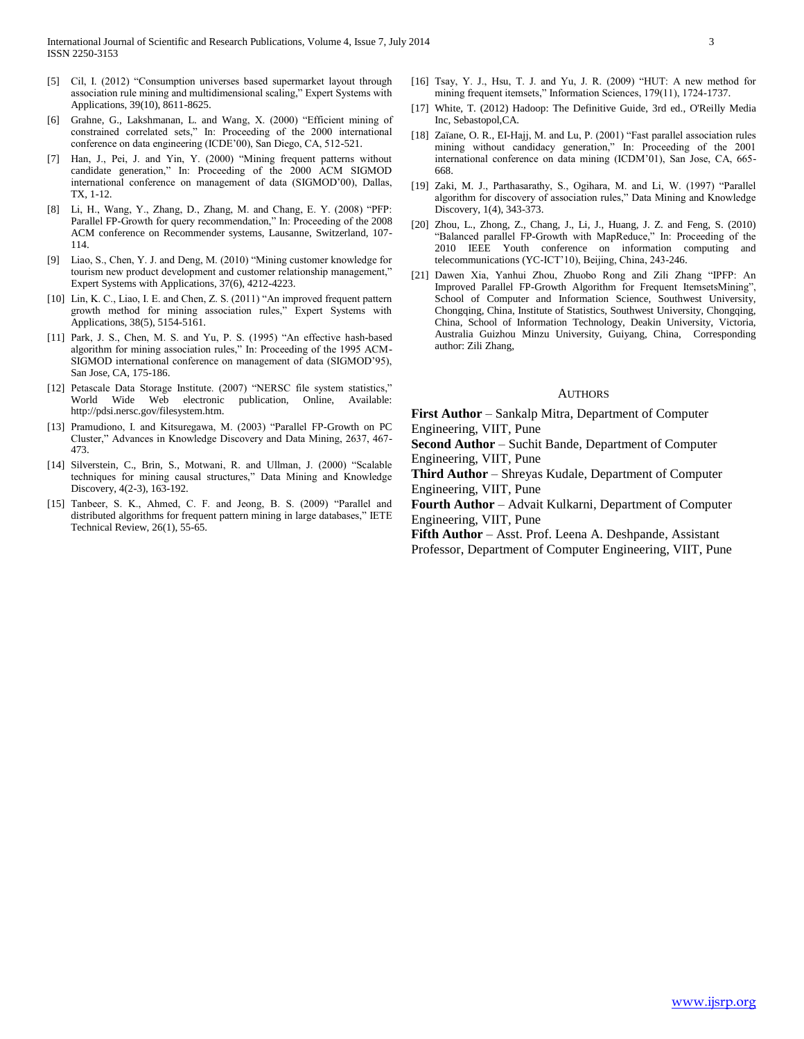[5] Cil, I. (2012) "Consumption universes based supermarket layout through association rule mining and multidimensional scaling," Expert Systems with Applications, 39(10), 8611-8625.

[6] Grahne, G., Lakshmanan, L. and Wang, X. (2000) "Efficient mining of constrained correlated sets," In: Proceeding of the 2000 international conference on data engineering (ICDE'00), San Diego, CA, 512-521.

[7] Han, J., Pei, J. and Yin, Y. (2000) "Mining frequent patterns without candidate generation," In: Proceeding of the 2000 ACM SIGMOD international conference on management of data (SIGMOD'00), Dallas, TX, 1-12.

[8] Li, H., Wang, Y., Zhang, D., Zhang, M. and Chang, E. Y. (2008) "PFP: Parallel FP-Growth for query recommendation," In: Proceeding of the 2008 ACM conference on Recommender systems, Lausanne, Switzerland, 107-114.

[9] Liao, S., Chen, Y. J. and Deng, M. (2010) "Mining customer knowledge for tourism new product development and customer relationship management," Expert Systems with Applications, 37(6), 4212-4223.

[10] Lin, K. C., Liao, I. E. and Chen, Z. S. (2011) "An improved frequent pattern growth method for mining association rules," Expert Systems with Applications, 38(5), 5154-5161.

[11] Park, J. S., Chen, M. S. and Yu, P. S. (1995) "An effective hash-based algorithm for mining association rules," In: Proceeding of the 1995 ACM-SIGMOD international conference on management of data (SIGMOD'95), San Jose, CA, 175-186.

[12] Petascale Data Storage Institute. (2007) "NERSC file system statistics," World Wide Web electronic publication, Online, Available: http://pdsi.nersc.gov/filesystem.htm.

[13] Pramudiono, I. and Kitsuregawa, M. (2003) "Parallel FP-Growth on PC Cluster," Advances in Knowledge Discovery and Data Mining, 2637, 467-473.

[14] Silverstein, C., Brin, S., Motwani, R. and Ullman, J. (2000) "Scalable techniques for mining causal structures," Data Mining and Knowledge Discovery, 4(2-3), 163-192.

[15] Tanbeer, S. K., Ahmed, C. F. and Jeong, B. S. (2009) "Parallel and distributed algorithms for frequent pattern mining in large databases," IETE Technical Review, 26(1), 55-65.

[16] Tsay, Y. J., Hsu, T. J. and Yu, J. R. (2009) "HUT: A new method for mining frequent itemsets," Information Sciences, 179(11), 1724-1737.

[17] White, T. (2012) Hadoop: The Definitive Guide, 3rd ed., O'Reilly Media Inc, Sebastopol,CA.

[18] Zaïane, O. R., EI-Hajj, M. and Lu, P. (2001) "Fast parallel association rules mining without candidacy generation," In: Proceeding of the 2001 international conference on data mining (ICDM'01), San Jose, CA, 665-668.

[19] Zaki, M. J., Parthasarathy, S., Ogihara, M. and Li, W. (1997) "Parallel algorithm for discovery of association rules," Data Mining and Knowledge Discovery, 1(4), 343-373.

[20] Zhou, L., Zhong, Z., Chang, J., Li, J., Huang, J. Z. and Feng, S. (2010) "Balanced parallel FP-Growth with MapReduce," In: Proceeding of the 2010 IEEE Youth conference on information computing and telecommunications (YC-ICT'10), Beijing, China, 243-246.

[21] Dawen Xia, Yanhui Zhou, Zhuobo Rong and Zili Zhang "IPFP: An Improved Parallel FP-Growth Algorithm for Frequent ItemsetsMining", School of Computer and Information Science, Southwest University, Chongqing, China, Institute of Statistics, Southwest University, Chongqing, China, School of Information Technology, Deakin University, Victoria, Australia Guizhou Minzu University, Guiyang, China, Corresponding author: Zili Zhang,

## AUTHORS

**First Author** – Sankalp Mitra, Department of Computer Engineering, VIIT, Pune

**Second Author** – Suchit Bande, Department of Computer Engineering, VIIT, Pune

**Third Author** – Shreyas Kudale, Department of Computer Engineering, VIIT, Pune

**Fourth Author** – Advait Kulkarni, Department of Computer Engineering, VIIT, Pune

**Fifth Author** – Asst. Prof. Leena A. Deshpande, Assistant Professor, Department of Computer Engineering, VIIT, Pune